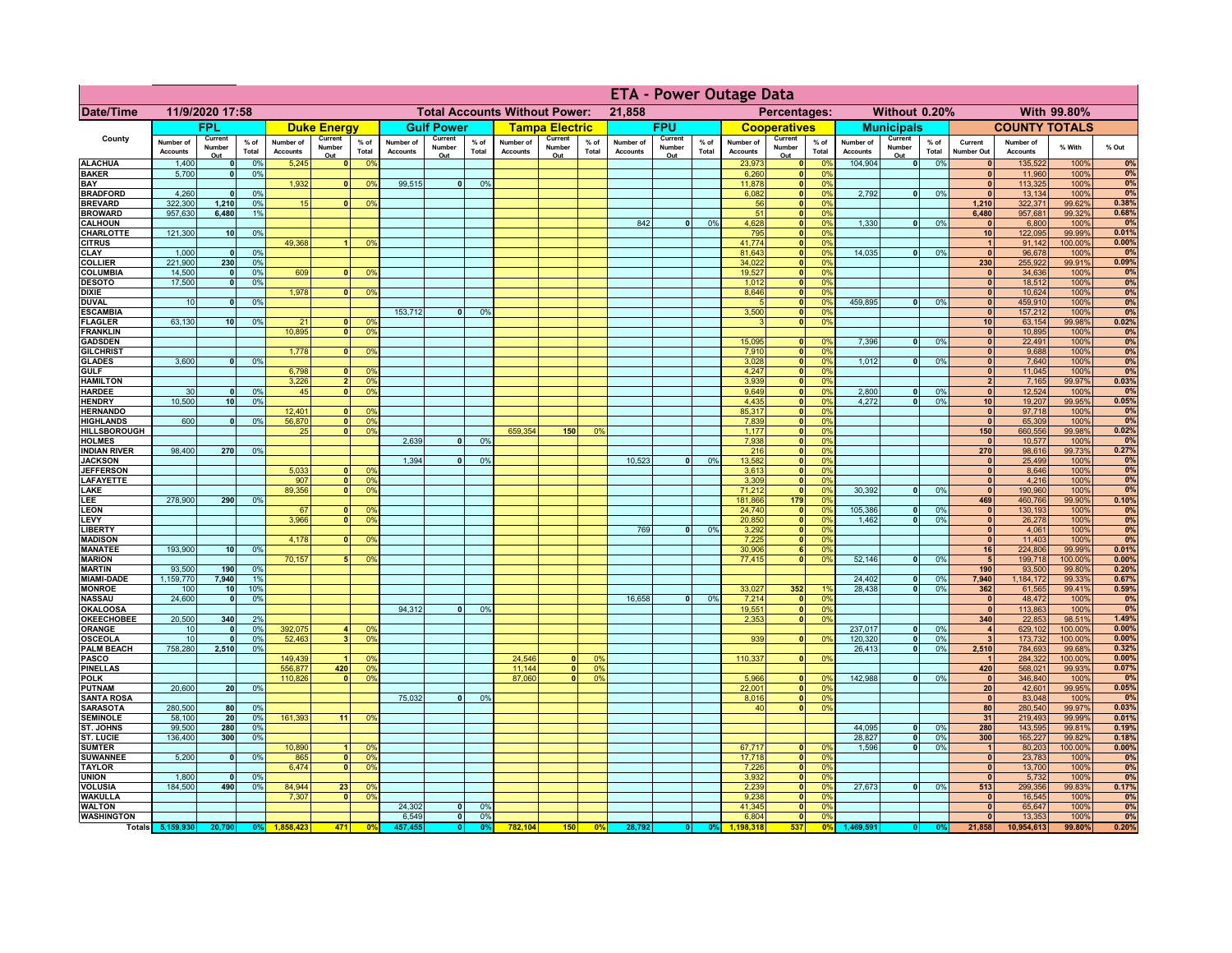# ETA - Power Outage Data

| Date/Time | 11/9/2020 17:58 | | | | | | | Total Accounts Without Power: | | | | | 21,858 | | | | Percentages: | | | Without 0.20% | | | With 99.80% | | | |
|---|---|---|---|---|---|---|---|---|---|---|---|---|---|---|---|---|---|---|---|---|---|---|---|---|---|---|
| County | FPL | | | Duke Energy | | | Gulf Power | | | Tampa Electric | | | FPU | | | Cooperatives | | | Municipals | | | COUNTY TOTALS | | | | |
| | Number of Accounts | Current Number Out | % of Total | Number of Accounts | Current Number Out | % of Total | Number of Accounts | Current Number Out | % of Total | Number of Accounts | Current Number Out | % of Total | Number of Accounts | Current Number Out | % of Total | Number of Accounts | Current Number Out | % of Total | Number of Accounts | Current Number Out | % of Total | Current Number Out | Number of Accounts | % With | % Out | |
| ALACHUA | 1,400 | 0 | 0% | 5,245 | 0 | 0% | | | | | | | | | | 23,973 | 0 | 0% | 104,904 | 0 | 0% | 0 | 135,522 | 100% | 0% | |
| BAKER | 5,700 | 0 | 0% | | | | | | | | | | | | | 6,260 | 0 | 0% | | | | 0 | 11,960 | 100% | 0% | |
| BAY | | | | 1,932 | 0 | 0% | 99,515 | 0 | 0% | | | | | | | 11,878 | 0 | 0% | | | | 0 | 113,325 | 100% | 0% | |
| BRADFORD | 4,260 | 0 | 0% | | | | | | | | | | | | | 6,082 | 0 | 0% | 2,792 | 0 | 0% | 0 | 13,134 | 100% | 0% | |
| BREVARD | 322,300 | 1,210 | 0% | 15 | 0 | 0% | | | | | | | | | | 56 | 0 | 0% | | | | 1,210 | 322,371 | 99.62% | 0.38% | |
| BROWARD | 957,630 | 6,480 | 1% | | | | | | | | | | | | | 51 | 0 | 0% | | | | 6,480 | 957,681 | 99.32% | 0.68% | |
| CALHOUN | | | | | | | | | | | | | 842 | 0 | 0% | 4,628 | 0 | 0% | 1,330 | 0 | 0% | 0 | 6,800 | 100% | 0% | |
| CHARLOTTE | 121,300 | 10 | 0% | | | | | | | | | | | | | 795 | 0 | 0% | | | | 10 | 122,095 | 99.99% | 0.01% | |
| CITRUS | | | | 49,368 | 1 | 0% | | | | | | | | | | 41,774 | 0 | 0% | | | | 1 | 91,142 | 100.00% | 0.00% | |
| CLAY | 1,000 | 0 | 0% | | | | | | | | | | | | | 81,643 | 0 | 0% | 14,035 | 0 | 0% | 0 | 96,678 | 100% | 0% | |
| COLLIER | 221,900 | 230 | 0% | | | | | | | | | | | | | 34,022 | 0 | 0% | | | | 230 | 255,922 | 99.91% | 0.09% | |
| COLUMBIA | 14,500 | 0 | 0% | 609 | 0 | 0% | | | | | | | | | | 19,527 | 0 | 0% | | | | 0 | 34,636 | 100% | 0% | |
| DESOTO | 17,500 | 0 | 0% | | | | | | | | | | | | | 1,012 | 0 | 0% | | | | 0 | 18,512 | 100% | 0% | |
| DIXIE | | | | 1,978 | 0 | 0% | | | | | | | | | | 8,646 | 0 | 0% | | | | 0 | 10,624 | 100% | 0% | |
| DUVAL | 10 | 0 | 0% | | | | | | | | | | | | | 5 | 0 | 0% | 459,895 | 0 | 0% | 0 | 459,910 | 100% | 0% | |
| ESCAMBIA | | | | | | | 153,712 | 0 | 0% | | | | | | | 3,500 | 0 | 0% | | | | 0 | 157,212 | 100% | 0% | |
| FLAGLER | 63,130 | 10 | 0% | 21 | 0 | 0% | | | | | | | | | | 3 | 0 | 0% | | | | 10 | 63,154 | 99.98% | 0.02% | |
| FRANKLIN | | | | 10,895 | 0 | 0% | | | | | | | | | | | | | | | | 0 | 10,895 | 100% | 0% | |
| GADSDEN | | | | | | | | | | | | | | | | 15,095 | 0 | 0% | 7,396 | 0 | 0% | 0 | 22,491 | 100% | 0% | |
| GILCHRIST | | | | 1,778 | 0 | 0% | | | | | | | | | | 7,910 | 0 | 0% | | | | 0 | 9,688 | 100% | 0% | |
| GLADES | 3,600 | 0 | 0% | | | | | | | | | | | | | 3,028 | 0 | 0% | 1,012 | 0 | 0% | 0 | 7,640 | 100% | 0% | |
| GULF | | | | 6,798 | 0 | 0% | | | | | | | | | | 4,247 | 0 | 0% | | | | 0 | 11,045 | 100% | 0% | |
| HAMILTON | | | | 3,226 | 2 | 0% | | | | | | | | | | 3,939 | 0 | 0% | | | | 2 | 7,165 | 99.97% | 0.03% | |
| HARDEE | 30 | 0 | 0% | 45 | 0 | 0% | | | | | | | | | | 9,649 | 0 | 0% | 2,800 | 0 | 0% | 0 | 12,524 | 100% | 0% | |
| HENDRY | 10,500 | 10 | 0% | | | | | | | | | | | | | 4,435 | 0 | 0% | 4,272 | 0 | 0% | 10 | 19,207 | 99.95% | 0.05% | |
| HERNANDO | | | | 12,401 | 0 | 0% | | | | | | | | | | 85,317 | 0 | 0% | | | | 0 | 97,718 | 100% | 0% | |
| HIGHLANDS | 600 | 0 | 0% | 56,870 | 0 | 0% | | | | | | | | | | 7,839 | 0 | 0% | | | | 0 | 65,309 | 100% | 0% | |
| HILLSBOROUGH | | | | 25 | 0 | 0% | | | | 659,354 | 150 | 0% | | | | 1,177 | 0 | 0% | | | | 150 | 660,556 | 99.98% | 0.02% | |
| HOLMES | | | | | | | 2,639 | 0 | 0% | | | | | | | 7,938 | 0 | 0% | | | | 0 | 10,577 | 100% | 0% | |
| INDIAN RIVER | 98,400 | 270 | 0% | | | | | | | | | | | | | 216 | 0 | 0% | | | | 270 | 98,616 | 99.73% | 0.27% | |
| JACKSON | | | | | | | 1,394 | 0 | 0% | | | | 10,523 | 0 | 0% | 13,582 | 0 | 0% | | | | 0 | 25,499 | 100% | 0% | |
| JEFFERSON | | | | 5,033 | 0 | 0% | | | | | | | | | | 3,613 | 0 | 0% | | | | 0 | 8,646 | 100% | 0% | |
| LAFAYETTE | | | | 907 | 0 | 0% | | | | | | | | | | 3,309 | 0 | 0% | | | | 0 | 4,216 | 100% | 0% | |
| LAKE | | | | 89,356 | 0 | 0% | | | | | | | | | | 71,212 | 0 | 0% | 30,392 | 0 | 0% | 0 | 190,960 | 100% | 0% | |
| LEE | 278,900 | 290 | 0% | | | | | | | | | | | | | 181,866 | 179 | 0% | | | | 469 | 460,766 | 99.90% | 0.10% | |
| LEON | | | | 67 | 0 | 0% | | | | | | | | | | 24,740 | 0 | 0% | 105,386 | 0 | 0% | 0 | 130,193 | 100% | 0% | |
| LEVY | | | | 3,966 | 0 | 0% | | | | | | | | | | 20,850 | 0 | 0% | 1,462 | 0 | 0% | 0 | 26,278 | 100% | 0% | |
| LIBERTY | | | | | | | | | | | | | 769 | 0 | 0% | 3,292 | 0 | 0% | | | | 0 | 4,061 | 100% | 0% | |
| MADISON | | | | 4,178 | 0 | 0% | | | | | | | | | | 7,225 | 0 | 0% | | | | 0 | 11,403 | 100% | 0% | |
| MANATEE | 193,900 | 10 | 0% | | | | | | | | | | | | | 30,906 | 6 | 0% | | | | 16 | 224,806 | 99.99% | 0.01% | |
| MARION | | | | 70,157 | 5 | 0% | | | | | | | | | | 77,415 | 0 | 0% | 52,146 | 0 | 0% | 5 | 199,718 | 100.00% | 0.00% | |
| MARTIN | 93,500 | 190 | 0% | | | | | | | | | | | | | | | | | | | 190 | 93,500 | 99.80% | 0.20% | |
| MIAMI-DADE | 1,159,770 | 7,940 | 1% | | | | | | | | | | | | | | | | 24,402 | 0 | 0% | 7,940 | 1,184,172 | 99.33% | 0.67% | |
| MONROE | 100 | 10 | 10% | | | | | | | | | | | | | 33,027 | 352 | 1% | 28,438 | 0 | 0% | 362 | 61,565 | 99.41% | 0.59% | |
| NASSAU | 24,600 | 0 | 0% | | | | | | | | | | 16,658 | 0 | 0% | 7,214 | 0 | 0% | | | | 0 | 48,472 | 100% | 0% | |
| OKALOOSA | | | | | | | 94,312 | 0 | 0% | | | | | | | 19,551 | 0 | 0% | | | | 0 | 113,863 | 100% | 0% | |
| OKEECHOBEE | 20,500 | 340 | 2% | | | | | | | | | | | | | 2,353 | 0 | 0% | | | | 340 | 22,853 | 98.51% | 1.49% | |
| ORANGE | 10 | 0 | 0% | 392,075 | 4 | 0% | | | | | | | | | | | | | 237,017 | 0 | 0% | 4 | 629,102 | 100.00% | 0.00% | |
| OSCEOLA | 10 | 0 | 0% | 52,463 | 3 | 0% | | | | | | | | | | 939 | 0 | 0% | 120,320 | 0 | 0% | 3 | 173,732 | 100.00% | 0.00% | |
| PALM BEACH | 758,280 | 2,510 | 0% | | | | | | | | | | | | | | | | 26,413 | 0 | 0% | 2,510 | 784,693 | 99.68% | 0.32% | |
| PASCO | | | | 149,439 | 1 | 0% | | | | 24,546 | 0 | 0% | | | | 110,337 | 0 | 0% | | | | 1 | 284,322 | 100.00% | 0.00% | |
| PINELLAS | | | | 556,877 | 420 | 0% | | | | 11,144 | 0 | 0% | | | | | | | | | | 420 | 568,021 | 99.93% | 0.07% | |
| POLK | | | | 110,826 | 0 | 0% | | | | 87,060 | 0 | 0% | | | | 5,966 | 0 | 0% | 142,988 | 0 | 0% | 0 | 346,840 | 100% | 0% | |
| PUTNAM | 20,600 | 20 | 0% | | | | | | | | | | | | | 22,001 | 0 | 0% | | | | 20 | 42,601 | 99.95% | 0.05% | |
| SANTA ROSA | | | | | | | 75,032 | 0 | 0% | | | | | | | 8,016 | 0 | 0% | | | | 0 | 83,048 | 100% | 0% | |
| SARASOTA | 280,500 | 80 | 0% | | | | | | | | | | | | | 40 | 0 | 0% | | | | 80 | 280,540 | 99.97% | 0.03% | |
| SEMINOLE | 58,100 | 20 | 0% | 161,393 | 11 | 0% | | | | | | | | | | | | | | | | 31 | 219,493 | 99.99% | 0.01% | |
| ST. JOHNS | 99,500 | 280 | 0% | | | | | | | | | | | | | | | | 44,095 | 0 | 0% | 280 | 143,595 | 99.81% | 0.19% | |
| ST. LUCIE | 136,400 | 300 | 0% | | | | | | | | | | | | | | | | 28,827 | 0 | 0% | 300 | 165,227 | 99.82% | 0.18% | |
| SUMTER | | | | 10,890 | 1 | 0% | | | | | | | | | | 67,717 | 0 | 0% | 1,596 | 0 | 0% | 1 | 80,203 | 100.00% | 0.00% | |
| SUWANNEE | 5,200 | 0 | 0% | 865 | 0 | 0% | | | | | | | | | | 17,718 | 0 | 0% | | | | 0 | 23,783 | 100% | 0% | |
| TAYLOR | | | | 6,474 | 0 | 0% | | | | | | | | | | 7,226 | 0 | 0% | | | | 0 | 13,700 | 100% | 0% | |
| UNION | 1,800 | 0 | 0% | | | | | | | | | | | | | 3,932 | 0 | 0% | | | | 0 | 5,732 | 100% | 0% | |
| VOLUSIA | 184,500 | 490 | 0% | 84,944 | 23 | 0% | | | | | | | | | | 2,239 | 0 | 0% | 27,673 | 0 | 0% | 513 | 299,356 | 99.83% | 0.17% | |
| WAKULLA | | | | 7,307 | 0 | 0% | | | | | | | | | | 9,238 | 0 | 0% | | | | 0 | 16,545 | 100% | 0% | |
| WALTON | | | | | | | 24,302 | 0 | 0% | | | | | | | 41,345 | 0 | 0% | | | | 0 | 65,647 | 100% | 0% | |
| WASHINGTON | | | | | | | 6,549 | 0 | 0% | | | | | | | 6,804 | 0 | 0% | | | | 0 | 13,353 | 100% | 0% | |
| Totals | 5,159,930 | 20,700 | 0% | 1,858,423 | 471 | 0% | 457,455 | 0 | 0% | 782,104 | 150 | 0% | 28,792 | 0 | 0% | 1,198,318 | 537 | 0% | 1,469,591 | 0 | 0% | 21,858 | 10,954,613 | 99.80% | 0.20% | |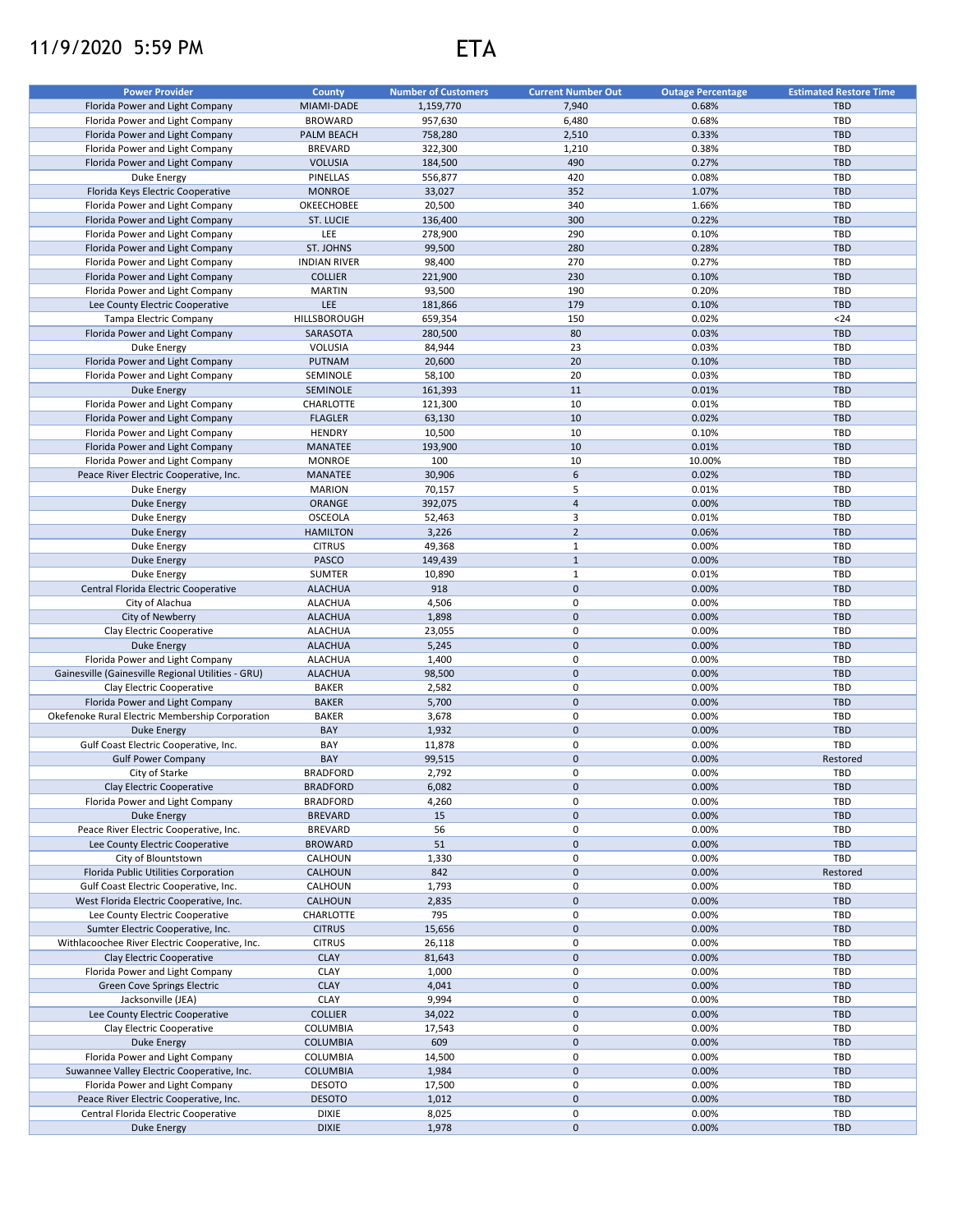11/9/2020 5:59 PM

# ETA

| Power Provider | County | Number of Customers | Current Number Out | Outage Percentage | Estimated Restore Time |
|---|---|---|---|---|---|
| Florida Power and Light Company | MIAMI-DADE | 1,159,770 | 7,940 | 0.68% | TBD |
| Florida Power and Light Company | BROWARD | 957,630 | 6,480 | 0.68% | TBD |
| Florida Power and Light Company | PALM BEACH | 758,280 | 2,510 | 0.33% | TBD |
| Florida Power and Light Company | BREVARD | 322,300 | 1,210 | 0.38% | TBD |
| Florida Power and Light Company | VOLUSIA | 184,500 | 490 | 0.27% | TBD |
| Duke Energy | PINELLAS | 556,877 | 420 | 0.08% | TBD |
| Florida Keys Electric Cooperative | MONROE | 33,027 | 352 | 1.07% | TBD |
| Florida Power and Light Company | OKEECHOBEE | 20,500 | 340 | 1.66% | TBD |
| Florida Power and Light Company | ST. LUCIE | 136,400 | 300 | 0.22% | TBD |
| Florida Power and Light Company | LEE | 278,900 | 290 | 0.10% | TBD |
| Florida Power and Light Company | ST. JOHNS | 99,500 | 280 | 0.28% | TBD |
| Florida Power and Light Company | INDIAN RIVER | 98,400 | 270 | 0.27% | TBD |
| Florida Power and Light Company | COLLIER | 221,900 | 230 | 0.10% | TBD |
| Florida Power and Light Company | MARTIN | 93,500 | 190 | 0.20% | TBD |
| Lee County Electric Cooperative | LEE | 181,866 | 179 | 0.10% | TBD |
| Tampa Electric Company | HILLSBOROUGH | 659,354 | 150 | 0.02% | <24 |
| Florida Power and Light Company | SARASOTA | 280,500 | 80 | 0.03% | TBD |
| Duke Energy | VOLUSIA | 84,944 | 23 | 0.03% | TBD |
| Florida Power and Light Company | PUTNAM | 20,600 | 20 | 0.10% | TBD |
| Florida Power and Light Company | SEMINOLE | 58,100 | 20 | 0.03% | TBD |
| Duke Energy | SEMINOLE | 161,393 | 11 | 0.01% | TBD |
| Florida Power and Light Company | CHARLOTTE | 121,300 | 10 | 0.01% | TBD |
| Florida Power and Light Company | FLAGLER | 63,130 | 10 | 0.02% | TBD |
| Florida Power and Light Company | HENDRY | 10,500 | 10 | 0.10% | TBD |
| Florida Power and Light Company | MANATEE | 193,900 | 10 | 0.01% | TBD |
| Florida Power and Light Company | MONROE | 100 | 10 | 10.00% | TBD |
| Peace River Electric Cooperative, Inc. | MANATEE | 30,906 | 6 | 0.02% | TBD |
| Duke Energy | MARION | 70,157 | 5 | 0.01% | TBD |
| Duke Energy | ORANGE | 392,075 | 4 | 0.00% | TBD |
| Duke Energy | OSCEOLA | 52,463 | 3 | 0.01% | TBD |
| Duke Energy | HAMILTON | 3,226 | 2 | 0.06% | TBD |
| Duke Energy | CITRUS | 49,368 | 1 | 0.00% | TBD |
| Duke Energy | PASCO | 149,439 | 1 | 0.00% | TBD |
| Duke Energy | SUMTER | 10,890 | 1 | 0.01% | TBD |
| Central Florida Electric Cooperative | ALACHUA | 918 | 0 | 0.00% | TBD |
| City of Alachua | ALACHUA | 4,506 | 0 | 0.00% | TBD |
| City of Newberry | ALACHUA | 1,898 | 0 | 0.00% | TBD |
| Clay Electric Cooperative | ALACHUA | 23,055 | 0 | 0.00% | TBD |
| Duke Energy | ALACHUA | 5,245 | 0 | 0.00% | TBD |
| Florida Power and Light Company | ALACHUA | 1,400 | 0 | 0.00% | TBD |
| Gainesville (Gainesville Regional Utilities - GRU) | ALACHUA | 98,500 | 0 | 0.00% | TBD |
| Clay Electric Cooperative | BAKER | 2,582 | 0 | 0.00% | TBD |
| Florida Power and Light Company | BAKER | 5,700 | 0 | 0.00% | TBD |
| Okefenoke Rural Electric Membership Corporation | BAKER | 3,678 | 0 | 0.00% | TBD |
| Duke Energy | BAY | 1,932 | 0 | 0.00% | TBD |
| Gulf Coast Electric Cooperative, Inc. | BAY | 11,878 | 0 | 0.00% | TBD |
| Gulf Power Company | BAY | 99,515 | 0 | 0.00% | Restored |
| City of Starke | BRADFORD | 2,792 | 0 | 0.00% | TBD |
| Clay Electric Cooperative | BRADFORD | 6,082 | 0 | 0.00% | TBD |
| Florida Power and Light Company | BRADFORD | 4,260 | 0 | 0.00% | TBD |
| Duke Energy | BREVARD | 15 | 0 | 0.00% | TBD |
| Peace River Electric Cooperative, Inc. | BREVARD | 56 | 0 | 0.00% | TBD |
| Lee County Electric Cooperative | BROWARD | 51 | 0 | 0.00% | TBD |
| City of Blountstown | CALHOUN | 1,330 | 0 | 0.00% | TBD |
| Florida Public Utilities Corporation | CALHOUN | 842 | 0 | 0.00% | Restored |
| Gulf Coast Electric Cooperative, Inc. | CALHOUN | 1,793 | 0 | 0.00% | TBD |
| West Florida Electric Cooperative, Inc. | CALHOUN | 2,835 | 0 | 0.00% | TBD |
| Lee County Electric Cooperative | CHARLOTTE | 795 | 0 | 0.00% | TBD |
| Sumter Electric Cooperative, Inc. | CITRUS | 15,656 | 0 | 0.00% | TBD |
| Withlacoochee River Electric Cooperative, Inc. | CITRUS | 26,118 | 0 | 0.00% | TBD |
| Clay Electric Cooperative | CLAY | 81,643 | 0 | 0.00% | TBD |
| Florida Power and Light Company | CLAY | 1,000 | 0 | 0.00% | TBD |
| Green Cove Springs Electric | CLAY | 4,041 | 0 | 0.00% | TBD |
| Jacksonville (JEA) | CLAY | 9,994 | 0 | 0.00% | TBD |
| Lee County Electric Cooperative | COLLIER | 34,022 | 0 | 0.00% | TBD |
| Clay Electric Cooperative | COLUMBIA | 17,543 | 0 | 0.00% | TBD |
| Duke Energy | COLUMBIA | 609 | 0 | 0.00% | TBD |
| Florida Power and Light Company | COLUMBIA | 14,500 | 0 | 0.00% | TBD |
| Suwannee Valley Electric Cooperative, Inc. | COLUMBIA | 1,984 | 0 | 0.00% | TBD |
| Florida Power and Light Company | DESOTO | 17,500 | 0 | 0.00% | TBD |
| Peace River Electric Cooperative, Inc. | DESOTO | 1,012 | 0 | 0.00% | TBD |
| Central Florida Electric Cooperative | DIXIE | 8,025 | 0 | 0.00% | TBD |
| Duke Energy | DIXIE | 1,978 | 0 | 0.00% | TBD |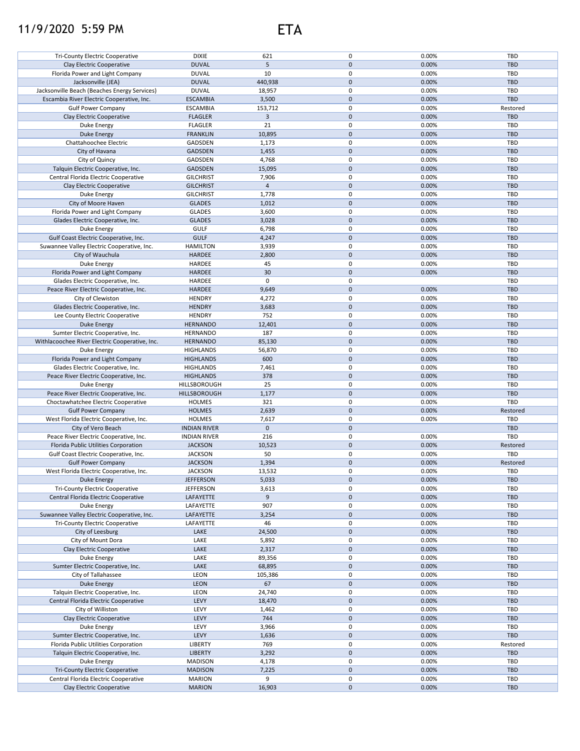# 11/9/2020 5:59 PM ETA

| | | | | | |
|---|---|---|---|---|---|
| Tri-County Electric Cooperative | DIXIE | 621 | 0 | 0.00% | TBD |
| Clay Electric Cooperative | DUVAL | 5 | 0 | 0.00% | TBD |
| Florida Power and Light Company | DUVAL | 10 | 0 | 0.00% | TBD |
| Jacksonville (JEA) | DUVAL | 440,938 | 0 | 0.00% | TBD |
| Jacksonville Beach (Beaches Energy Services) | DUVAL | 18,957 | 0 | 0.00% | TBD |
| Escambia River Electric Cooperative, Inc. | ESCAMBIA | 3,500 | 0 | 0.00% | TBD |
| Gulf Power Company | ESCAMBIA | 153,712 | 0 | 0.00% | Restored |
| Clay Electric Cooperative | FLAGLER | 3 | 0 | 0.00% | TBD |
| Duke Energy | FLAGLER | 21 | 0 | 0.00% | TBD |
| Duke Energy | FRANKLIN | 10,895 | 0 | 0.00% | TBD |
| Chattahoochee Electric | GADSDEN | 1,173 | 0 | 0.00% | TBD |
| City of Havana | GADSDEN | 1,455 | 0 | 0.00% | TBD |
| City of Quincy | GADSDEN | 4,768 | 0 | 0.00% | TBD |
| Talquin Electric Cooperative, Inc. | GADSDEN | 15,095 | 0 | 0.00% | TBD |
| Central Florida Electric Cooperative | GILCHRIST | 7,906 | 0 | 0.00% | TBD |
| Clay Electric Cooperative | GILCHRIST | 4 | 0 | 0.00% | TBD |
| Duke Energy | GILCHRIST | 1,778 | 0 | 0.00% | TBD |
| City of Moore Haven | GLADES | 1,012 | 0 | 0.00% | TBD |
| Florida Power and Light Company | GLADES | 3,600 | 0 | 0.00% | TBD |
| Glades Electric Cooperative, Inc. | GLADES | 3,028 | 0 | 0.00% | TBD |
| Duke Energy | GULF | 6,798 | 0 | 0.00% | TBD |
| Gulf Coast Electric Cooperative, Inc. | GULF | 4,247 | 0 | 0.00% | TBD |
| Suwannee Valley Electric Cooperative, Inc. | HAMILTON | 3,939 | 0 | 0.00% | TBD |
| City of Wauchula | HARDEE | 2,800 | 0 | 0.00% | TBD |
| Duke Energy | HARDEE | 45 | 0 | 0.00% | TBD |
| Florida Power and Light Company | HARDEE | 30 | 0 | 0.00% | TBD |
| Glades Electric Cooperative, Inc. | HARDEE | 0 | 0 | | TBD |
| Peace River Electric Cooperative, Inc. | HARDEE | 9,649 | 0 | 0.00% | TBD |
| City of Clewiston | HENDRY | 4,272 | 0 | 0.00% | TBD |
| Glades Electric Cooperative, Inc. | HENDRY | 3,683 | 0 | 0.00% | TBD |
| Lee County Electric Cooperative | HENDRY | 752 | 0 | 0.00% | TBD |
| Duke Energy | HERNANDO | 12,401 | 0 | 0.00% | TBD |
| Sumter Electric Cooperative, Inc. | HERNANDO | 187 | 0 | 0.00% | TBD |
| Withlacoochee River Electric Cooperative, Inc. | HERNANDO | 85,130 | 0 | 0.00% | TBD |
| Duke Energy | HIGHLANDS | 56,870 | 0 | 0.00% | TBD |
| Florida Power and Light Company | HIGHLANDS | 600 | 0 | 0.00% | TBD |
| Glades Electric Cooperative, Inc. | HIGHLANDS | 7,461 | 0 | 0.00% | TBD |
| Peace River Electric Cooperative, Inc. | HIGHLANDS | 378 | 0 | 0.00% | TBD |
| Duke Energy | HILLSBOROUGH | 25 | 0 | 0.00% | TBD |
| Peace River Electric Cooperative, Inc. | HILLSBOROUGH | 1,177 | 0 | 0.00% | TBD |
| Choctawhatchee Electric Cooperative | HOLMES | 321 | 0 | 0.00% | TBD |
| Gulf Power Company | HOLMES | 2,639 | 0 | 0.00% | Restored |
| West Florida Electric Cooperative, Inc. | HOLMES | 7,617 | 0 | 0.00% | TBD |
| City of Vero Beach | INDIAN RIVER | 0 | 0 | | TBD |
| Peace River Electric Cooperative, Inc. | INDIAN RIVER | 216 | 0 | 0.00% | TBD |
| Florida Public Utilities Corporation | JACKSON | 10,523 | 0 | 0.00% | Restored |
| Gulf Coast Electric Cooperative, Inc. | JACKSON | 50 | 0 | 0.00% | TBD |
| Gulf Power Company | JACKSON | 1,394 | 0 | 0.00% | Restored |
| West Florida Electric Cooperative, Inc. | JACKSON | 13,532 | 0 | 0.00% | TBD |
| Duke Energy | JEFFERSON | 5,033 | 0 | 0.00% | TBD |
| Tri-County Electric Cooperative | JEFFERSON | 3,613 | 0 | 0.00% | TBD |
| Central Florida Electric Cooperative | LAFAYETTE | 9 | 0 | 0.00% | TBD |
| Duke Energy | LAFAYETTE | 907 | 0 | 0.00% | TBD |
| Suwannee Valley Electric Cooperative, Inc. | LAFAYETTE | 3,254 | 0 | 0.00% | TBD |
| Tri-County Electric Cooperative | LAFAYETTE | 46 | 0 | 0.00% | TBD |
| City of Leesburg | LAKE | 24,500 | 0 | 0.00% | TBD |
| City of Mount Dora | LAKE | 5,892 | 0 | 0.00% | TBD |
| Clay Electric Cooperative | LAKE | 2,317 | 0 | 0.00% | TBD |
| Duke Energy | LAKE | 89,356 | 0 | 0.00% | TBD |
| Sumter Electric Cooperative, Inc. | LAKE | 68,895 | 0 | 0.00% | TBD |
| City of Tallahassee | LEON | 105,386 | 0 | 0.00% | TBD |
| Duke Energy | LEON | 67 | 0 | 0.00% | TBD |
| Talquin Electric Cooperative, Inc. | LEON | 24,740 | 0 | 0.00% | TBD |
| Central Florida Electric Cooperative | LEVY | 18,470 | 0 | 0.00% | TBD |
| City of Williston | LEVY | 1,462 | 0 | 0.00% | TBD |
| Clay Electric Cooperative | LEVY | 744 | 0 | 0.00% | TBD |
| Duke Energy | LEVY | 3,966 | 0 | 0.00% | TBD |
| Sumter Electric Cooperative, Inc. | LEVY | 1,636 | 0 | 0.00% | TBD |
| Florida Public Utilities Corporation | LIBERTY | 769 | 0 | 0.00% | Restored |
| Talquin Electric Cooperative, Inc. | LIBERTY | 3,292 | 0 | 0.00% | TBD |
| Duke Energy | MADISON | 4,178 | 0 | 0.00% | TBD |
| Tri-County Electric Cooperative | MADISON | 7,225 | 0 | 0.00% | TBD |
| Central Florida Electric Cooperative | MARION | 9 | 0 | 0.00% | TBD |
| Clay Electric Cooperative | MARION | 16,903 | 0 | 0.00% | TBD |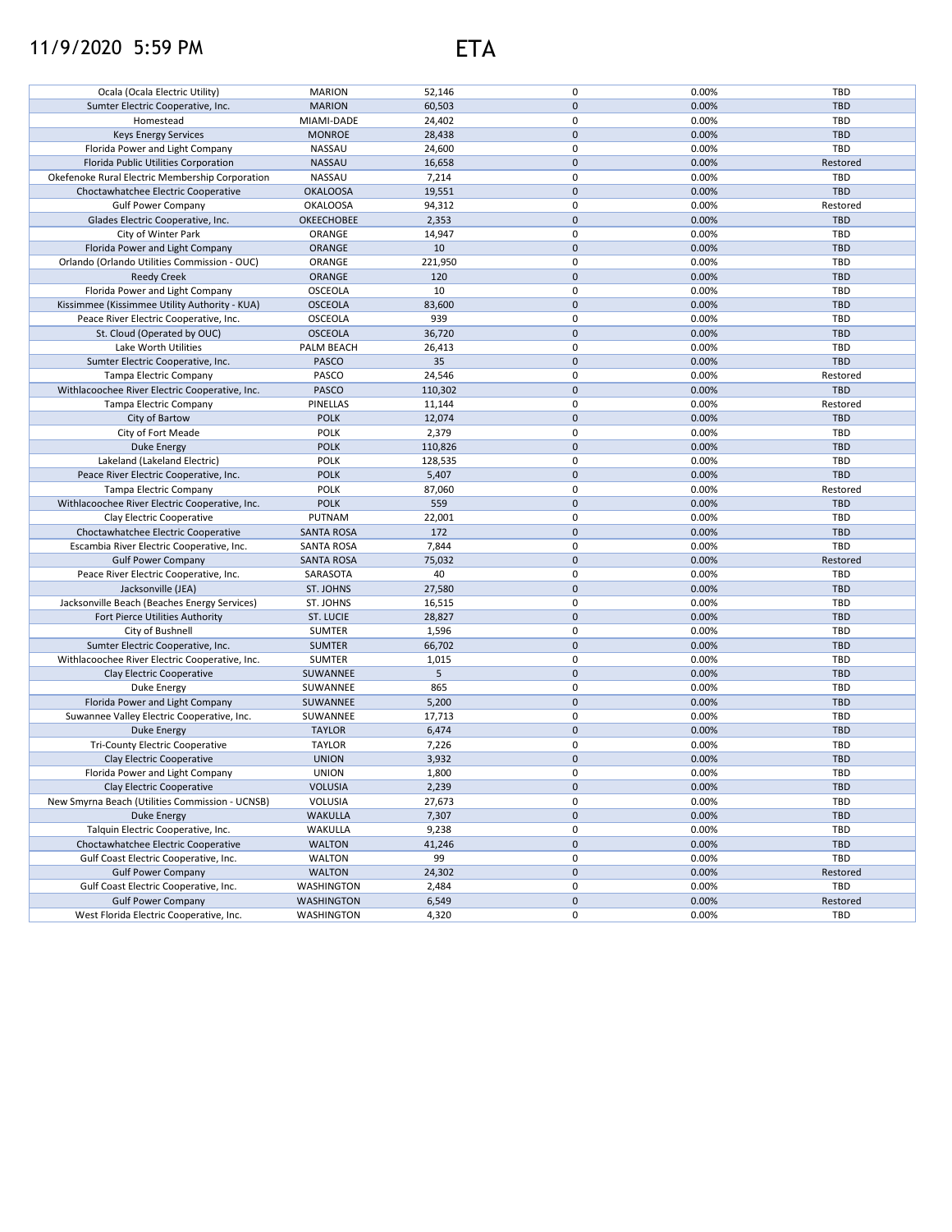| | | | | | |
|---|---|---|---|---|---|
| Ocala (Ocala Electric Utility) | MARION | 52,146 | 0 | 0.00% | TBD |
| Sumter Electric Cooperative, Inc. | MARION | 60,503 | 0 | 0.00% | TBD |
| Homestead | MIAMI-DADE | 24,402 | 0 | 0.00% | TBD |
| Keys Energy Services | MONROE | 28,438 | 0 | 0.00% | TBD |
| Florida Power and Light Company | NASSAU | 24,600 | 0 | 0.00% | TBD |
| Florida Public Utilities Corporation | NASSAU | 16,658 | 0 | 0.00% | Restored |
| Okefenoke Rural Electric Membership Corporation | NASSAU | 7,214 | 0 | 0.00% | TBD |
| Choctawhatchee Electric Cooperative | OKALOOSA | 19,551 | 0 | 0.00% | TBD |
| Gulf Power Company | OKALOOSA | 94,312 | 0 | 0.00% | Restored |
| Glades Electric Cooperative, Inc. | OKEECHOBEE | 2,353 | 0 | 0.00% | TBD |
| City of Winter Park | ORANGE | 14,947 | 0 | 0.00% | TBD |
| Florida Power and Light Company | ORANGE | 10 | 0 | 0.00% | TBD |
| Orlando (Orlando Utilities Commission - OUC) | ORANGE | 221,950 | 0 | 0.00% | TBD |
| Reedy Creek | ORANGE | 120 | 0 | 0.00% | TBD |
| Florida Power and Light Company | OSCEOLA | 10 | 0 | 0.00% | TBD |
| Kissimmee (Kissimmee Utility Authority - KUA) | OSCEOLA | 83,600 | 0 | 0.00% | TBD |
| Peace River Electric Cooperative, Inc. | OSCEOLA | 939 | 0 | 0.00% | TBD |
| St. Cloud (Operated by OUC) | OSCEOLA | 36,720 | 0 | 0.00% | TBD |
| Lake Worth Utilities | PALM BEACH | 26,413 | 0 | 0.00% | TBD |
| Sumter Electric Cooperative, Inc. | PASCO | 35 | 0 | 0.00% | TBD |
| Tampa Electric Company | PASCO | 24,546 | 0 | 0.00% | Restored |
| Withlacoochee River Electric Cooperative, Inc. | PASCO | 110,302 | 0 | 0.00% | TBD |
| Tampa Electric Company | PINELLAS | 11,144 | 0 | 0.00% | Restored |
| City of Bartow | POLK | 12,074 | 0 | 0.00% | TBD |
| City of Fort Meade | POLK | 2,379 | 0 | 0.00% | TBD |
| Duke Energy | POLK | 110,826 | 0 | 0.00% | TBD |
| Lakeland (Lakeland Electric) | POLK | 128,535 | 0 | 0.00% | TBD |
| Peace River Electric Cooperative, Inc. | POLK | 5,407 | 0 | 0.00% | TBD |
| Tampa Electric Company | POLK | 87,060 | 0 | 0.00% | Restored |
| Withlacoochee River Electric Cooperative, Inc. | POLK | 559 | 0 | 0.00% | TBD |
| Clay Electric Cooperative | PUTNAM | 22,001 | 0 | 0.00% | TBD |
| Choctawhatchee Electric Cooperative | SANTA ROSA | 172 | 0 | 0.00% | TBD |
| Escambia River Electric Cooperative, Inc. | SANTA ROSA | 7,844 | 0 | 0.00% | TBD |
| Gulf Power Company | SANTA ROSA | 75,032 | 0 | 0.00% | Restored |
| Peace River Electric Cooperative, Inc. | SARASOTA | 40 | 0 | 0.00% | TBD |
| Jacksonville (JEA) | ST. JOHNS | 27,580 | 0 | 0.00% | TBD |
| Jacksonville Beach (Beaches Energy Services) | ST. JOHNS | 16,515 | 0 | 0.00% | TBD |
| Fort Pierce Utilities Authority | ST. LUCIE | 28,827 | 0 | 0.00% | TBD |
| City of Bushnell | SUMTER | 1,596 | 0 | 0.00% | TBD |
| Sumter Electric Cooperative, Inc. | SUMTER | 66,702 | 0 | 0.00% | TBD |
| Withlacoochee River Electric Cooperative, Inc. | SUMTER | 1,015 | 0 | 0.00% | TBD |
| Clay Electric Cooperative | SUWANNEE | 5 | 0 | 0.00% | TBD |
| Duke Energy | SUWANNEE | 865 | 0 | 0.00% | TBD |
| Florida Power and Light Company | SUWANNEE | 5,200 | 0 | 0.00% | TBD |
| Suwannee Valley Electric Cooperative, Inc. | SUWANNEE | 17,713 | 0 | 0.00% | TBD |
| Duke Energy | TAYLOR | 6,474 | 0 | 0.00% | TBD |
| Tri-County Electric Cooperative | TAYLOR | 7,226 | 0 | 0.00% | TBD |
| Clay Electric Cooperative | UNION | 3,932 | 0 | 0.00% | TBD |
| Florida Power and Light Company | UNION | 1,800 | 0 | 0.00% | TBD |
| Clay Electric Cooperative | VOLUSIA | 2,239 | 0 | 0.00% | TBD |
| New Smyrna Beach (Utilities Commission - UCNSB) | VOLUSIA | 27,673 | 0 | 0.00% | TBD |
| Duke Energy | WAKULLA | 7,307 | 0 | 0.00% | TBD |
| Talquin Electric Cooperative, Inc. | WAKULLA | 9,238 | 0 | 0.00% | TBD |
| Choctawhatchee Electric Cooperative | WALTON | 41,246 | 0 | 0.00% | TBD |
| Gulf Coast Electric Cooperative, Inc. | WALTON | 99 | 0 | 0.00% | TBD |
| Gulf Power Company | WALTON | 24,302 | 0 | 0.00% | Restored |
| Gulf Coast Electric Cooperative, Inc. | WASHINGTON | 2,484 | 0 | 0.00% | TBD |
| Gulf Power Company | WASHINGTON | 6,549 | 0 | 0.00% | Restored |
| West Florida Electric Cooperative, Inc. | WASHINGTON | 4,320 | 0 | 0.00% | TBD |